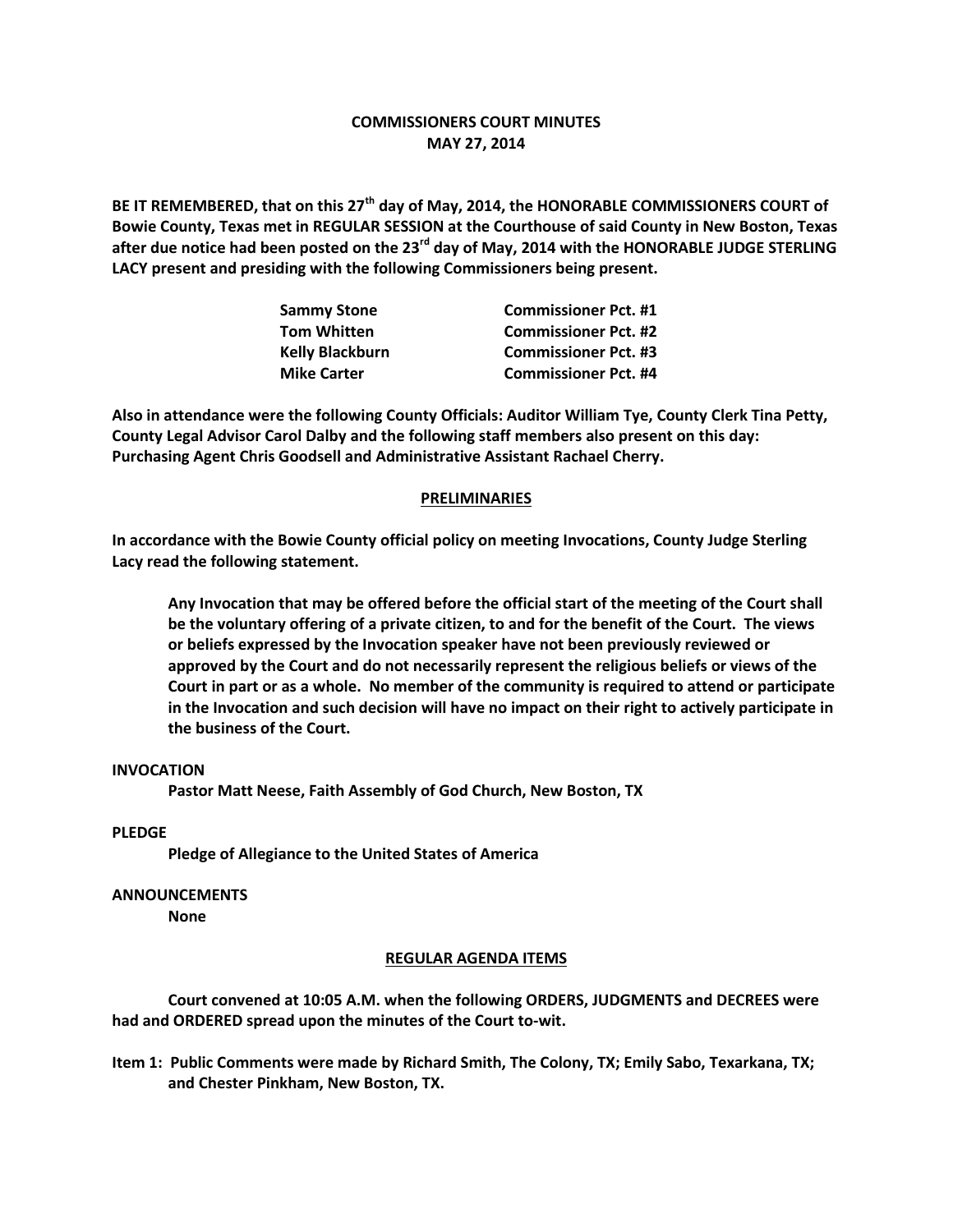# COMMISSIONERS COURT MINUTES
## MAY 27, 2014

**BE IT REMEMBERED, that on this 27th day of May, 2014, the HONORABLE COMMISSIONERS COURT of Bowie County, Texas met in REGULAR SESSION at the Courthouse of said County in New Boston, Texas after due notice had been posted on the 23rd day of May, 2014 with the HONORABLE JUDGE STERLING LACY present and presiding with the following Commissioners being present.**

| | |
|---|---|
| **Sammy Stone** | **Commissioner Pct. #1** |
| **Tom Whitten** | **Commissioner Pct. #2** |
| **Kelly Blackburn** | **Commissioner Pct. #3** |
| **Mike Carter** | **Commissioner Pct. #4** |

**Also in attendance were the following County Officials: Auditor William Tye, County Clerk Tina Petty, County Legal Advisor Carol Dalby and the following staff members also present on this day: Purchasing Agent Chris Goodsell and Administrative Assistant Rachael Cherry.**

## PRELIMINARIES

**In accordance with the Bowie County official policy on meeting Invocations, County Judge Sterling Lacy read the following statement.**

> **Any Invocation that may be offered before the official start of the meeting of the Court shall be the voluntary offering of a private citizen, to and for the benefit of the Court. The views or beliefs expressed by the Invocation speaker have not been previously reviewed or approved by the Court and do not necessarily represent the religious beliefs or views of the Court in part or as a whole. No member of the community is required to attend or participate in the Invocation and such decision will have no impact on their right to actively participate in the business of the Court.**

**INVOCATION**

**Pastor Matt Neese, Faith Assembly of God Church, New Boston, TX**

**PLEDGE**

**Pledge of Allegiance to the United States of America**

**ANNOUNCEMENTS**

**None**

## REGULAR AGENDA ITEMS

**Court convened at 10:05 A.M. when the following ORDERS, JUDGMENTS and DECREES were had and ORDERED spread upon the minutes of the Court to-wit.**

**Item 1: Public Comments were made by Richard Smith, The Colony, TX; Emily Sabo, Texarkana, TX; and Chester Pinkham, New Boston, TX.**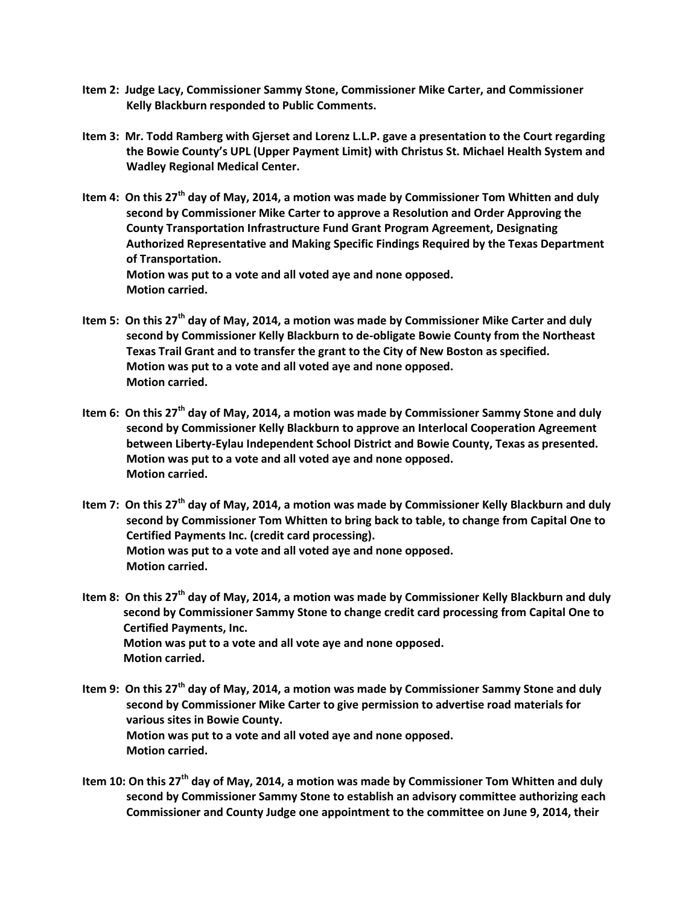**Item 2: Judge Lacy, Commissioner Sammy Stone, Commissioner Mike Carter, and Commissioner Kelly Blackburn responded to Public Comments.**

**Item 3: Mr. Todd Ramberg with Gjerset and Lorenz L.L.P. gave a presentation to the Court regarding the Bowie County's UPL (Upper Payment Limit) with Christus St. Michael Health System and Wadley Regional Medical Center.**

**Item 4: On this 27th day of May, 2014, a motion was made by Commissioner Tom Whitten and duly second by Commissioner Mike Carter to approve a Resolution and Order Approving the County Transportation Infrastructure Fund Grant Program Agreement, Designating Authorized Representative and Making Specific Findings Required by the Texas Department of Transportation.**
**Motion was put to a vote and all voted aye and none opposed.**
**Motion carried.**

**Item 5: On this 27th day of May, 2014, a motion was made by Commissioner Mike Carter and duly second by Commissioner Kelly Blackburn to de-obligate Bowie County from the Northeast Texas Trail Grant and to transfer the grant to the City of New Boston as specified.**
**Motion was put to a vote and all voted aye and none opposed.**
**Motion carried.**

**Item 6: On this 27th day of May, 2014, a motion was made by Commissioner Sammy Stone and duly second by Commissioner Kelly Blackburn to approve an Interlocal Cooperation Agreement between Liberty-Eylau Independent School District and Bowie County, Texas as presented.**
**Motion was put to a vote and all voted aye and none opposed.**
**Motion carried.**

**Item 7: On this 27th day of May, 2014, a motion was made by Commissioner Kelly Blackburn and duly second by Commissioner Tom Whitten to bring back to table, to change from Capital One to Certified Payments Inc. (credit card processing).**
**Motion was put to a vote and all voted aye and none opposed.**
**Motion carried.**

**Item 8: On this 27th day of May, 2014, a motion was made by Commissioner Kelly Blackburn and duly second by Commissioner Sammy Stone to change credit card processing from Capital One to Certified Payments, Inc.**
**Motion was put to a vote and all vote aye and none opposed.**
**Motion carried.**

**Item 9: On this 27th day of May, 2014, a motion was made by Commissioner Sammy Stone and duly second by Commissioner Mike Carter to give permission to advertise road materials for various sites in Bowie County.**
**Motion was put to a vote and all voted aye and none opposed.**
**Motion carried.**

**Item 10: On this 27th day of May, 2014, a motion was made by Commissioner Tom Whitten and duly second by Commissioner Sammy Stone to establish an advisory committee authorizing each Commissioner and County Judge one appointment to the committee on June 9, 2014, their**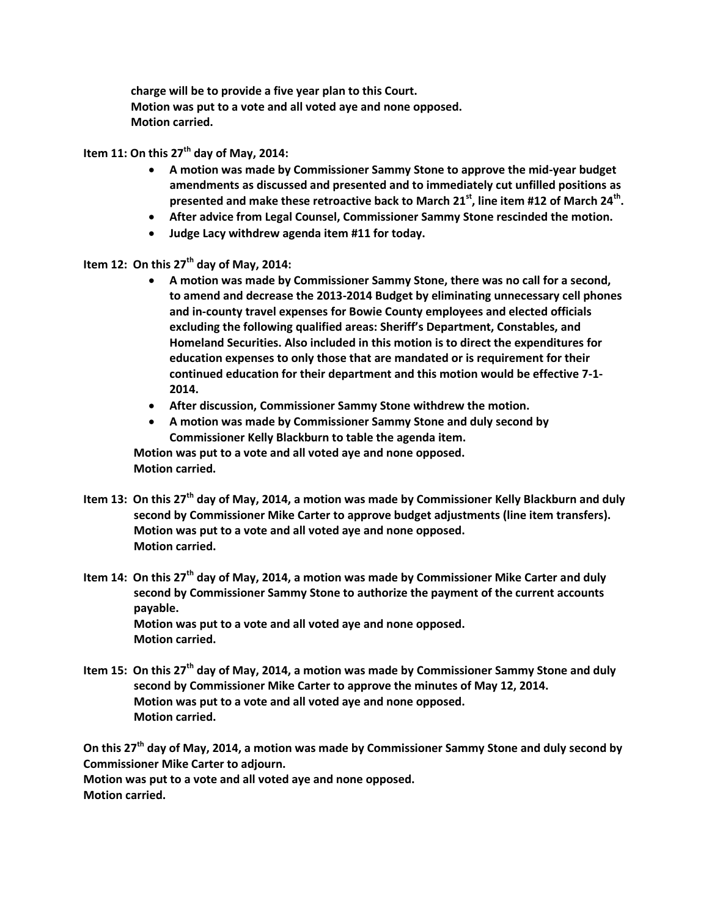**charge will be to provide a five year plan to this Court.**
**Motion was put to a vote and all voted aye and none opposed.**
**Motion carried.**

**Item 11: On this 27th day of May, 2014:**

- **A motion was made by Commissioner Sammy Stone to approve the mid-year budget amendments as discussed and presented and to immediately cut unfilled positions as presented and make these retroactive back to March 21st, line item #12 of March 24th.**
- **After advice from Legal Counsel, Commissioner Sammy Stone rescinded the motion.**
- **Judge Lacy withdrew agenda item #11 for today.**

**Item 12: On this 27th day of May, 2014:**

- **A motion was made by Commissioner Sammy Stone, there was no call for a second, to amend and decrease the 2013-2014 Budget by eliminating unnecessary cell phones and in-county travel expenses for Bowie County employees and elected officials excluding the following qualified areas: Sheriff's Department, Constables, and Homeland Securities. Also included in this motion is to direct the expenditures for education expenses to only those that are mandated or is requirement for their continued education for their department and this motion would be effective 7-1-2014.**
- **After discussion, Commissioner Sammy Stone withdrew the motion.**
- **A motion was made by Commissioner Sammy Stone and duly second by Commissioner Kelly Blackburn to table the agenda item.**

**Motion was put to a vote and all voted aye and none opposed.**
**Motion carried.**

**Item 13: On this 27th day of May, 2014, a motion was made by Commissioner Kelly Blackburn and duly second by Commissioner Mike Carter to approve budget adjustments (line item transfers).**
**Motion was put to a vote and all voted aye and none opposed.**
**Motion carried.**

**Item 14: On this 27th day of May, 2014, a motion was made by Commissioner Mike Carter and duly second by Commissioner Sammy Stone to authorize the payment of the current accounts payable.**
**Motion was put to a vote and all voted aye and none opposed.**
**Motion carried.**

**Item 15: On this 27th day of May, 2014, a motion was made by Commissioner Sammy Stone and duly second by Commissioner Mike Carter to approve the minutes of May 12, 2014.**
**Motion was put to a vote and all voted aye and none opposed.**
**Motion carried.**

**On this 27th day of May, 2014, a motion was made by Commissioner Sammy Stone and duly second by Commissioner Mike Carter to adjourn.**
**Motion was put to a vote and all voted aye and none opposed.**
**Motion carried.**